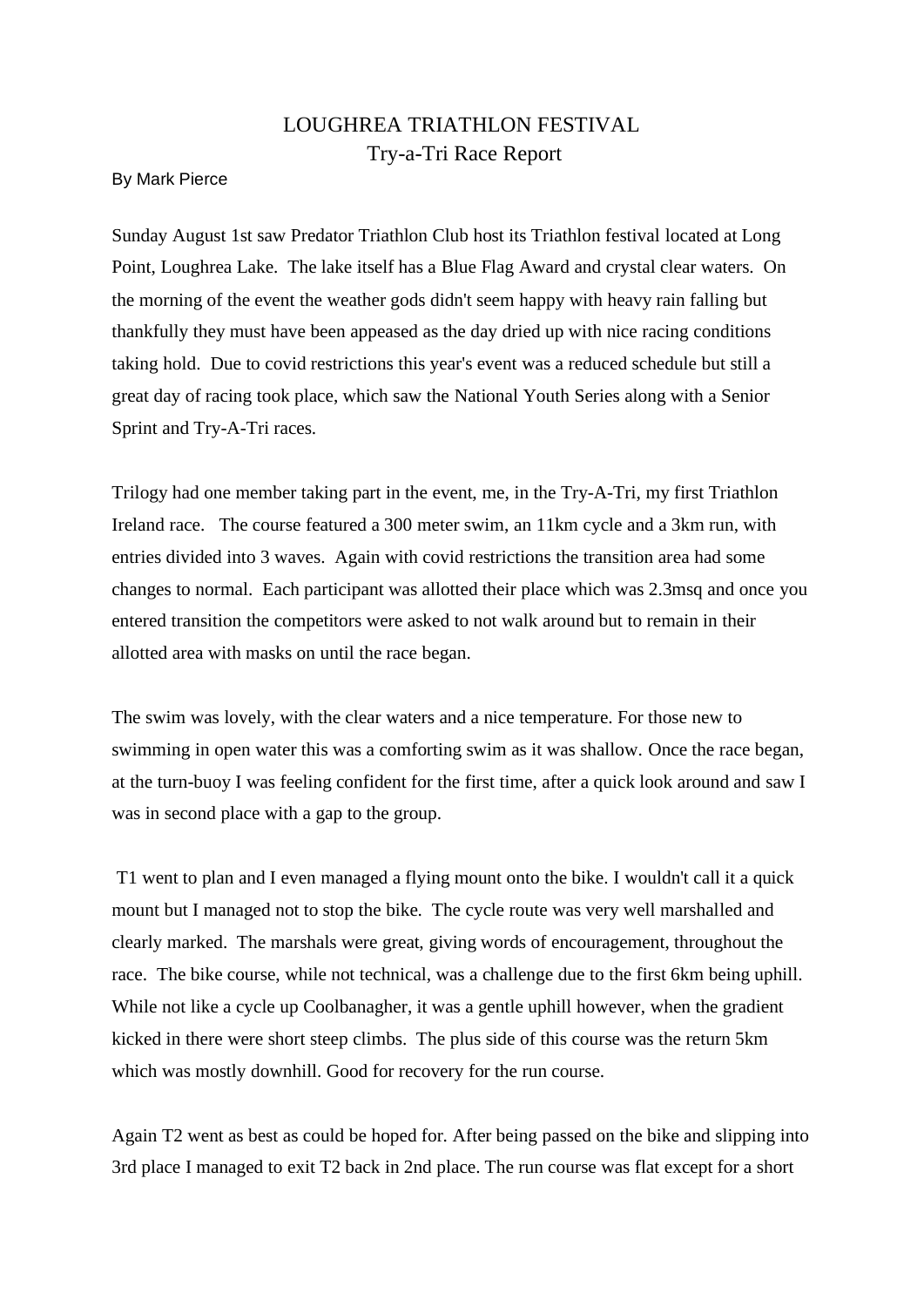# LOUGHREA TRIATHLON FESTIVAL

## Try-a-Tri Race Report

By Mark Pierce

Sunday August 1st saw Predator Triathlon Club host its Triathlon festival located at Long Point, Loughrea Lake. The lake itself has a Blue Flag Award and crystal clear waters. On the morning of the event the weather gods didn't seem happy with heavy rain falling but thankfully they must have been appeased as the day dried up with nice racing conditions taking hold. Due to covid restrictions this year's event was a reduced schedule but still a great day of racing took place, which saw the National Youth Series along with a Senior Sprint and Try-A-Tri races.

Trilogy had one member taking part in the event, me, in the Try-A-Tri, my first Triathlon Ireland race. The course featured a 300 meter swim, an 11km cycle and a 3km run, with entries divided into 3 waves. Again with covid restrictions the transition area had some changes to normal. Each participant was allotted their place which was 2.3msq and once you entered transition the competitors were asked to not walk around but to remain in their allotted area with masks on until the race began.

The swim was lovely, with the clear waters and a nice temperature. For those new to swimming in open water this was a comforting swim as it was shallow. Once the race began, at the turn-buoy I was feeling confident for the first time, after a quick look around and saw I was in second place with a gap to the group.

T1 went to plan and I even managed a flying mount onto the bike. I wouldn't call it a quick mount but I managed not to stop the bike. The cycle route was very well marshalled and clearly marked. The marshals were great, giving words of encouragement, throughout the race. The bike course, while not technical, was a challenge due to the first 6km being uphill. While not like a cycle up Coolbanagher, it was a gentle uphill however, when the gradient kicked in there were short steep climbs. The plus side of this course was the return 5km which was mostly downhill. Good for recovery for the run course.

Again T2 went as best as could be hoped for. After being passed on the bike and slipping into 3rd place I managed to exit T2 back in 2nd place. The run course was flat except for a short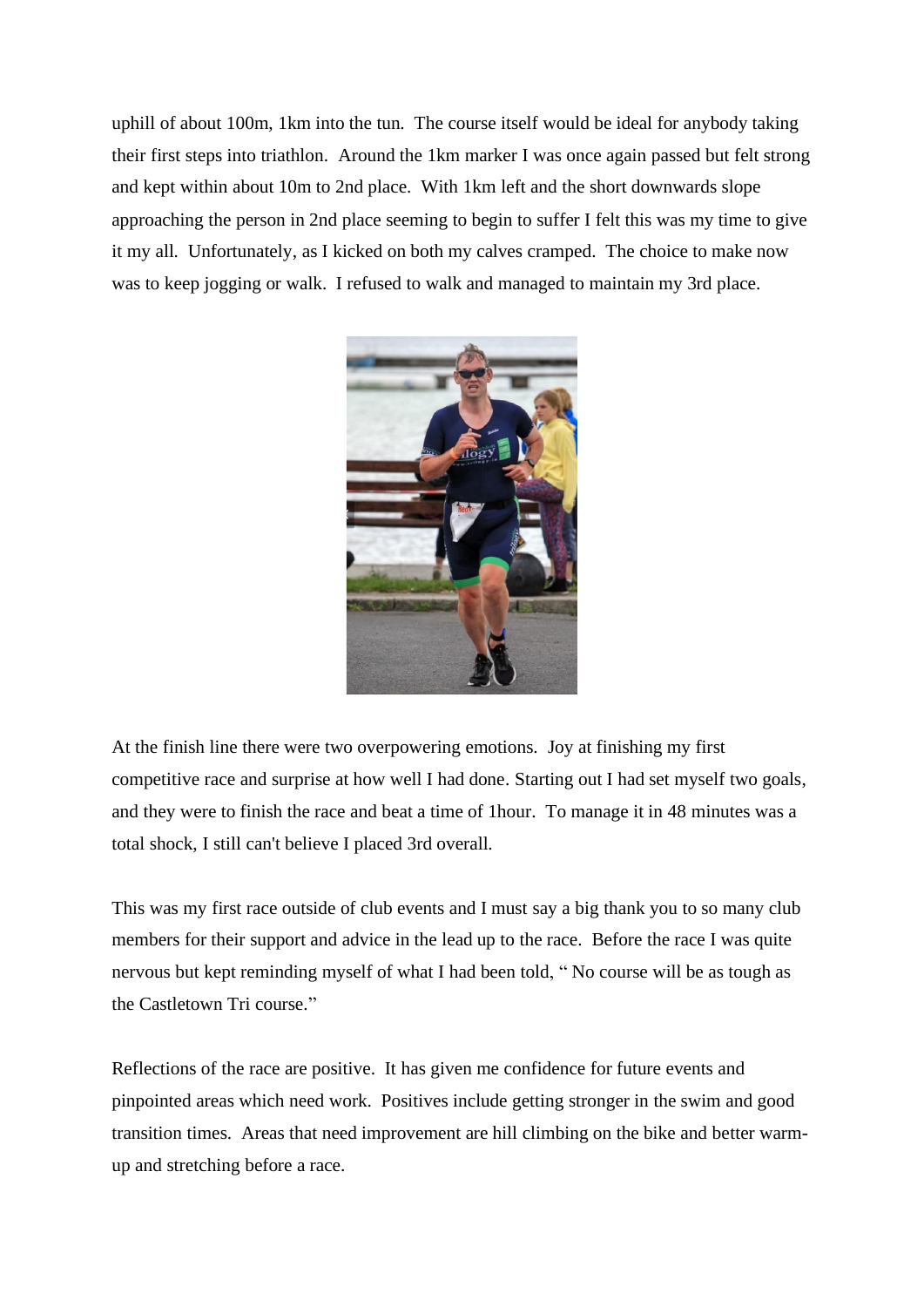uphill of about 100m, 1km into the tun. The course itself would be ideal for anybody taking their first steps into triathlon. Around the 1km marker I was once again passed but felt strong and kept within about 10m to 2nd place. With 1km left and the short downwards slope approaching the person in 2nd place seeming to begin to suffer I felt this was my time to give it my all. Unfortunately, as I kicked on both my calves cramped. The choice to make now was to keep jogging or walk. I refused to walk and managed to maintain my 3rd place.

At the finish line there were two overpowering emotions. Joy at finishing my first competitive race and surprise at how well I had done. Starting out I had set myself two goals, and they were to finish the race and beat a time of 1hour. To manage it in 48 minutes was a total shock, I still can't believe I placed 3rd overall.

This was my first race outside of club events and I must say a big thank you to so many club members for their support and advice in the lead up to the race. Before the race I was quite nervous but kept reminding myself of what I had been told, " No course will be as tough as the Castletown Tri course."

Reflections of the race are positive. It has given me confidence for future events and pinpointed areas which need work. Positives include getting stronger in the swim and good transition times. Areas that need improvement are hill climbing on the bike and better warm-up and stretching before a race.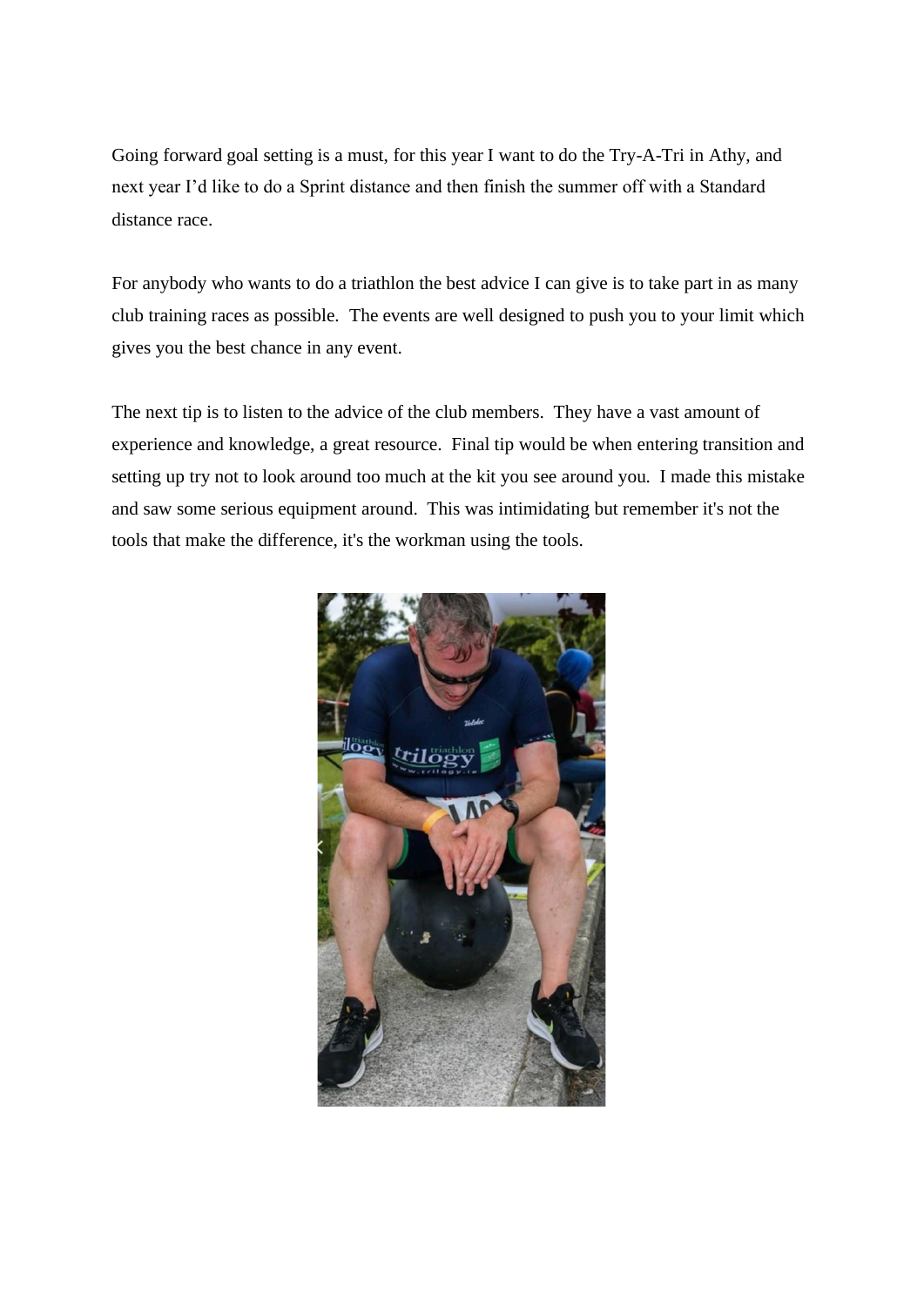Going forward goal setting is a must, for this year I want to do the Try-A-Tri in Athy, and next year I'd like to do a Sprint distance and then finish the summer off with a Standard distance race.

For anybody who wants to do a triathlon the best advice I can give is to take part in as many club training races as possible.  The events are well designed to push you to your limit which gives you the best chance in any event.

The next tip is to listen to the advice of the club members.  They have a vast amount of experience and knowledge, a great resource.  Final tip would be when entering transition and setting up try not to look around too much at the kit you see around you.  I made this mistake and saw some serious equipment around.  This was intimidating but remember it's not the tools that make the difference, it's the workman using the tools.